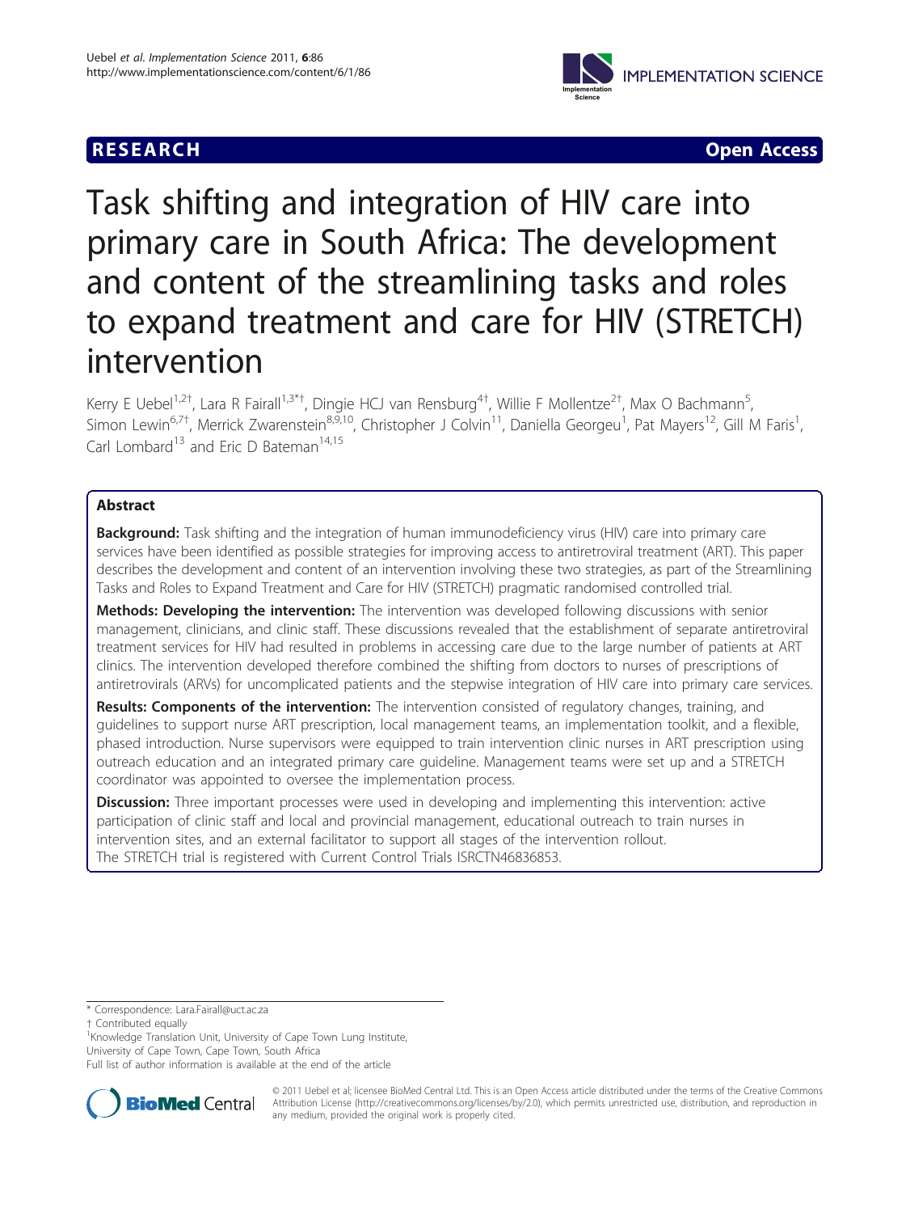**RESEARCH** **Open Access**

# Task shifting and integration of HIV care into primary care in South Africa: The development and content of the streamlining tasks and roles to expand treatment and care for HIV (STRETCH) intervention

Kerry E Uebel[1,2†], Lara R Fairall[1,3*†], Dingie HCJ van Rensburg[4†], Willie F Mollentze[2†], Max O Bachmann[5], Simon Lewin[6,7†], Merrick Zwarenstein[8,9,10], Christopher J Colvin[11], Daniella Georgeu[1], Pat Mayers[12], Gill M Faris[1], Carl Lombard[13] and Eric D Bateman[14,15]

## Abstract

**Background:** Task shifting and the integration of human immunodeficiency virus (HIV) care into primary care services have been identified as possible strategies for improving access to antiretroviral treatment (ART). This paper describes the development and content of an intervention involving these two strategies, as part of the Streamlining Tasks and Roles to Expand Treatment and Care for HIV (STRETCH) pragmatic randomised controlled trial.

**Methods: Developing the intervention:** The intervention was developed following discussions with senior management, clinicians, and clinic staff. These discussions revealed that the establishment of separate antiretroviral treatment services for HIV had resulted in problems in accessing care due to the large number of patients at ART clinics. The intervention developed therefore combined the shifting from doctors to nurses of prescriptions of antiretrovirals (ARVs) for uncomplicated patients and the stepwise integration of HIV care into primary care services.

**Results: Components of the intervention:** The intervention consisted of regulatory changes, training, and guidelines to support nurse ART prescription, local management teams, an implementation toolkit, and a flexible, phased introduction. Nurse supervisors were equipped to train intervention clinic nurses in ART prescription using outreach education and an integrated primary care guideline. Management teams were set up and a STRETCH coordinator was appointed to oversee the implementation process.

**Discussion:** Three important processes were used in developing and implementing this intervention: active participation of clinic staff and local and provincial management, educational outreach to train nurses in intervention sites, and an external facilitator to support all stages of the intervention rollout.
The STRETCH trial is registered with Current Control Trials ISRCTN46836853.

\* Correspondence: Lara.Fairall@uct.ac.za
† Contributed equally
[1]Knowledge Translation Unit, University of Cape Town Lung Institute, University of Cape Town, Cape Town, South Africa
Full list of author information is available at the end of the article

© 2011 Uebel et al; licensee BioMed Central Ltd. This is an Open Access article distributed under the terms of the Creative Commons Attribution License (http://creativecommons.org/licenses/by/2.0), which permits unrestricted use, distribution, and reproduction in any medium, provided the original work is properly cited.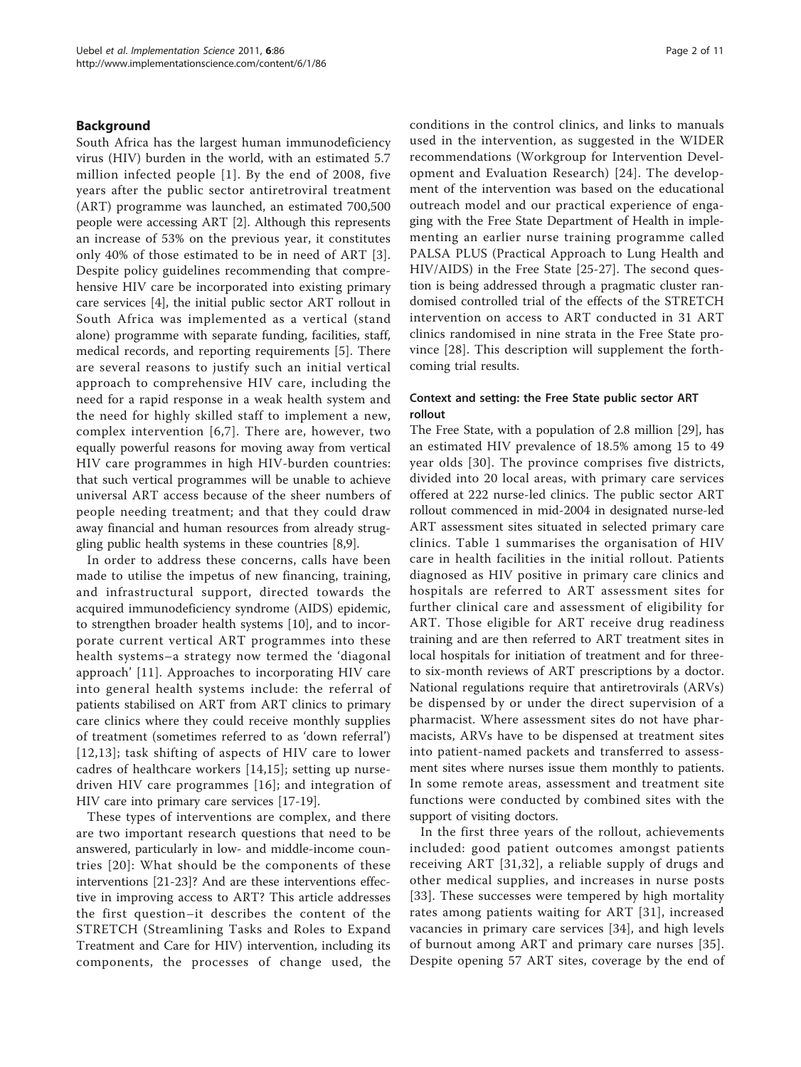## Background

South Africa has the largest human immunodeficiency virus (HIV) burden in the world, with an estimated 5.7 million infected people [1]. By the end of 2008, five years after the public sector antiretroviral treatment (ART) programme was launched, an estimated 700,500 people were accessing ART [2]. Although this represents an increase of 53% on the previous year, it constitutes only 40% of those estimated to be in need of ART [3]. Despite policy guidelines recommending that comprehensive HIV care be incorporated into existing primary care services [4], the initial public sector ART rollout in South Africa was implemented as a vertical (stand alone) programme with separate funding, facilities, staff, medical records, and reporting requirements [5]. There are several reasons to justify such an initial vertical approach to comprehensive HIV care, including the need for a rapid response in a weak health system and the need for highly skilled staff to implement a new, complex intervention [6,7]. There are, however, two equally powerful reasons for moving away from vertical HIV care programmes in high HIV-burden countries: that such vertical programmes will be unable to achieve universal ART access because of the sheer numbers of people needing treatment; and that they could draw away financial and human resources from already struggling public health systems in these countries [8,9].

In order to address these concerns, calls have been made to utilise the impetus of new financing, training, and infrastructural support, directed towards the acquired immunodeficiency syndrome (AIDS) epidemic, to strengthen broader health systems [10], and to incorporate current vertical ART programmes into these health systems–a strategy now termed the 'diagonal approach' [11]. Approaches to incorporating HIV care into general health systems include: the referral of patients stabilised on ART from ART clinics to primary care clinics where they could receive monthly supplies of treatment (sometimes referred to as 'down referral') [12,13]; task shifting of aspects of HIV care to lower cadres of healthcare workers [14,15]; setting up nurse-driven HIV care programmes [16]; and integration of HIV care into primary care services [17-19].

These types of interventions are complex, and there are two important research questions that need to be answered, particularly in low- and middle-income countries [20]: What should be the components of these interventions [21-23]? And are these interventions effective in improving access to ART? This article addresses the first question–it describes the content of the STRETCH (Streamlining Tasks and Roles to Expand Treatment and Care for HIV) intervention, including its components, the processes of change used, the conditions in the control clinics, and links to manuals used in the intervention, as suggested in the WIDER recommendations (Workgroup for Intervention Development and Evaluation Research) [24]. The development of the intervention was based on the educational outreach model and our practical experience of engaging with the Free State Department of Health in implementing an earlier nurse training programme called PALSA PLUS (Practical Approach to Lung Health and HIV/AIDS) in the Free State [25-27]. The second question is being addressed through a pragmatic cluster randomised controlled trial of the effects of the STRETCH intervention on access to ART conducted in 31 ART clinics randomised in nine strata in the Free State province [28]. This description will supplement the forthcoming trial results.

### Context and setting: the Free State public sector ART rollout

The Free State, with a population of 2.8 million [29], has an estimated HIV prevalence of 18.5% among 15 to 49 year olds [30]. The province comprises five districts, divided into 20 local areas, with primary care services offered at 222 nurse-led clinics. The public sector ART rollout commenced in mid-2004 in designated nurse-led ART assessment sites situated in selected primary care clinics. Table 1 summarises the organisation of HIV care in health facilities in the initial rollout. Patients diagnosed as HIV positive in primary care clinics and hospitals are referred to ART assessment sites for further clinical care and assessment of eligibility for ART. Those eligible for ART receive drug readiness training and are then referred to ART treatment sites in local hospitals for initiation of treatment and for three- to six-month reviews of ART prescriptions by a doctor. National regulations require that antiretrovirals (ARVs) be dispensed by or under the direct supervision of a pharmacist. Where assessment sites do not have pharmacists, ARVs have to be dispensed at treatment sites into patient-named packets and transferred to assessment sites where nurses issue them monthly to patients. In some remote areas, assessment and treatment site functions were conducted by combined sites with the support of visiting doctors.

In the first three years of the rollout, achievements included: good patient outcomes amongst patients receiving ART [31,32], a reliable supply of drugs and other medical supplies, and increases in nurse posts [33]. These successes were tempered by high mortality rates among patients waiting for ART [31], increased vacancies in primary care services [34], and high levels of burnout among ART and primary care nurses [35]. Despite opening 57 ART sites, coverage by the end of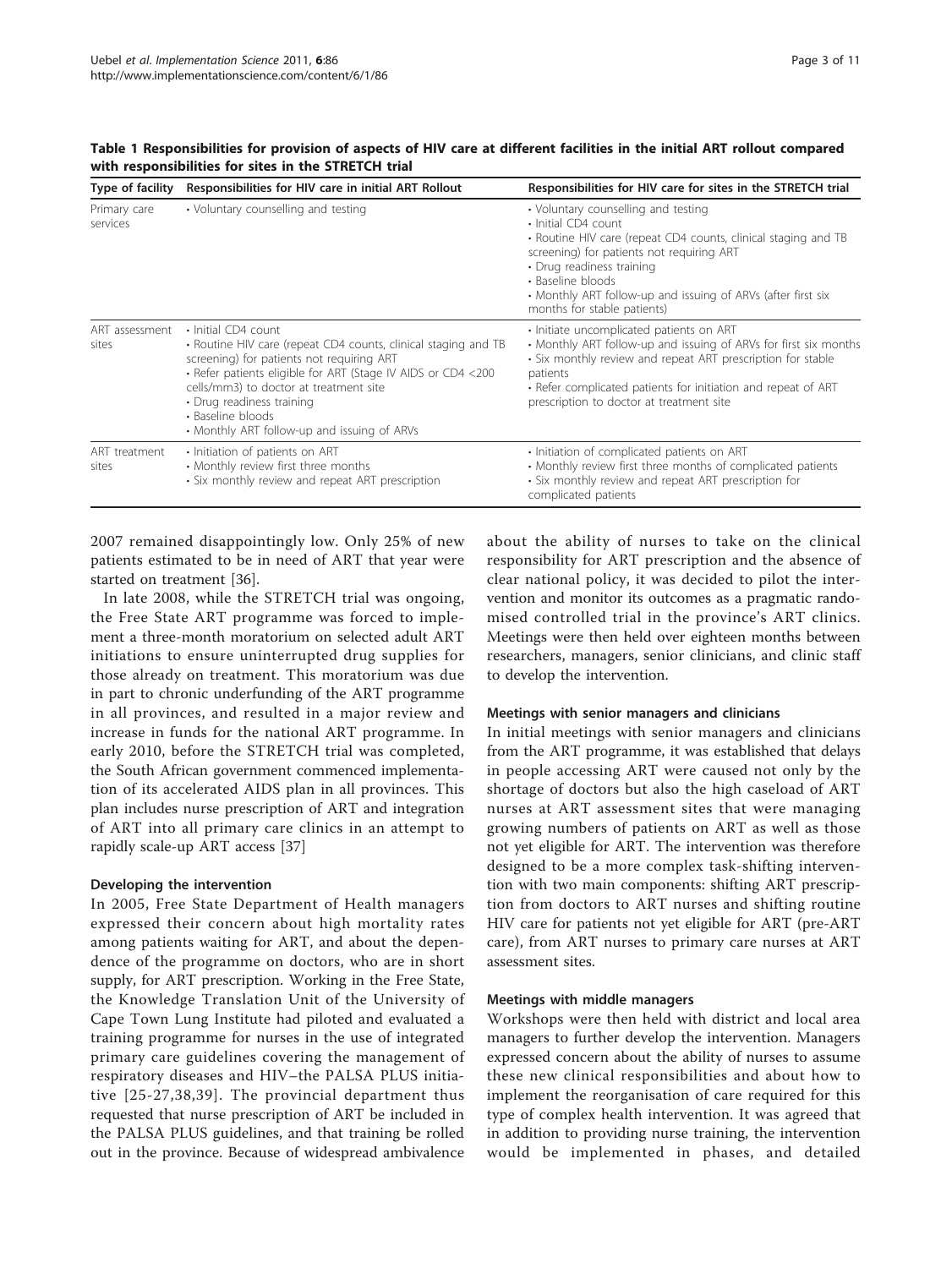**Table 1 Responsibilities for provision of aspects of HIV care at different facilities in the initial ART rollout compared with responsibilities for sites in the STRETCH trial**

| Type of facility | Responsibilities for HIV care in initial ART Rollout | Responsibilities for HIV care for sites in the STRETCH trial |
|---|---|---|
| Primary care services | • Voluntary counselling and testing | • Voluntary counselling and testing<br>• Initial CD4 count<br>• Routine HIV care (repeat CD4 counts, clinical staging and TB screening) for patients not requiring ART<br>• Drug readiness training<br>• Baseline bloods<br>• Monthly ART follow-up and issuing of ARVs (after first six months for stable patients) |
| ART assessment sites | • Initial CD4 count<br>• Routine HIV care (repeat CD4 counts, clinical staging and TB screening) for patients not requiring ART<br>• Refer patients eligible for ART (Stage IV AIDS or CD4 <200 cells/mm3) to doctor at treatment site<br>• Drug readiness training<br>• Baseline bloods<br>• Monthly ART follow-up and issuing of ARVs | • Initiate uncomplicated patients on ART<br>• Monthly ART follow-up and issuing of ARVs for first six months<br>• Six monthly review and repeat ART prescription for stable patients<br>• Refer complicated patients for initiation and repeat of ART prescription to doctor at treatment site |
| ART treatment sites | • Initiation of patients on ART<br>• Monthly review first three months<br>• Six monthly review and repeat ART prescription | • Initiation of complicated patients on ART<br>• Monthly review first three months of complicated patients<br>• Six monthly review and repeat ART prescription for complicated patients |

2007 remained disappointingly low. Only 25% of new patients estimated to be in need of ART that year were started on treatment [36].

In late 2008, while the STRETCH trial was ongoing, the Free State ART programme was forced to implement a three-month moratorium on selected adult ART initiations to ensure uninterrupted drug supplies for those already on treatment. This moratorium was due in part to chronic underfunding of the ART programme in all provinces, and resulted in a major review and increase in funds for the national ART programme. In early 2010, before the STRETCH trial was completed, the South African government commenced implementation of its accelerated AIDS plan in all provinces. This plan includes nurse prescription of ART and integration of ART into all primary care clinics in an attempt to rapidly scale-up ART access [37]

### Developing the intervention

In 2005, Free State Department of Health managers expressed their concern about high mortality rates among patients waiting for ART, and about the dependence of the programme on doctors, who are in short supply, for ART prescription. Working in the Free State, the Knowledge Translation Unit of the University of Cape Town Lung Institute had piloted and evaluated a training programme for nurses in the use of integrated primary care guidelines covering the management of respiratory diseases and HIV–the PALSA PLUS initiative [25-27,38,39]. The provincial department thus requested that nurse prescription of ART be included in the PALSA PLUS guidelines, and that training be rolled out in the province. Because of widespread ambivalence about the ability of nurses to take on the clinical responsibility for ART prescription and the absence of clear national policy, it was decided to pilot the intervention and monitor its outcomes as a pragmatic randomised controlled trial in the province's ART clinics. Meetings were then held over eighteen months between researchers, managers, senior clinicians, and clinic staff to develop the intervention.

### Meetings with senior managers and clinicians

In initial meetings with senior managers and clinicians from the ART programme, it was established that delays in people accessing ART were caused not only by the shortage of doctors but also the high caseload of ART nurses at ART assessment sites that were managing growing numbers of patients on ART as well as those not yet eligible for ART. The intervention was therefore designed to be a more complex task-shifting intervention with two main components: shifting ART prescription from doctors to ART nurses and shifting routine HIV care for patients not yet eligible for ART (pre-ART care), from ART nurses to primary care nurses at ART assessment sites.

### Meetings with middle managers

Workshops were then held with district and local area managers to further develop the intervention. Managers expressed concern about the ability of nurses to assume these new clinical responsibilities and about how to implement the reorganisation of care required for this type of complex health intervention. It was agreed that in addition to providing nurse training, the intervention would be implemented in phases, and detailed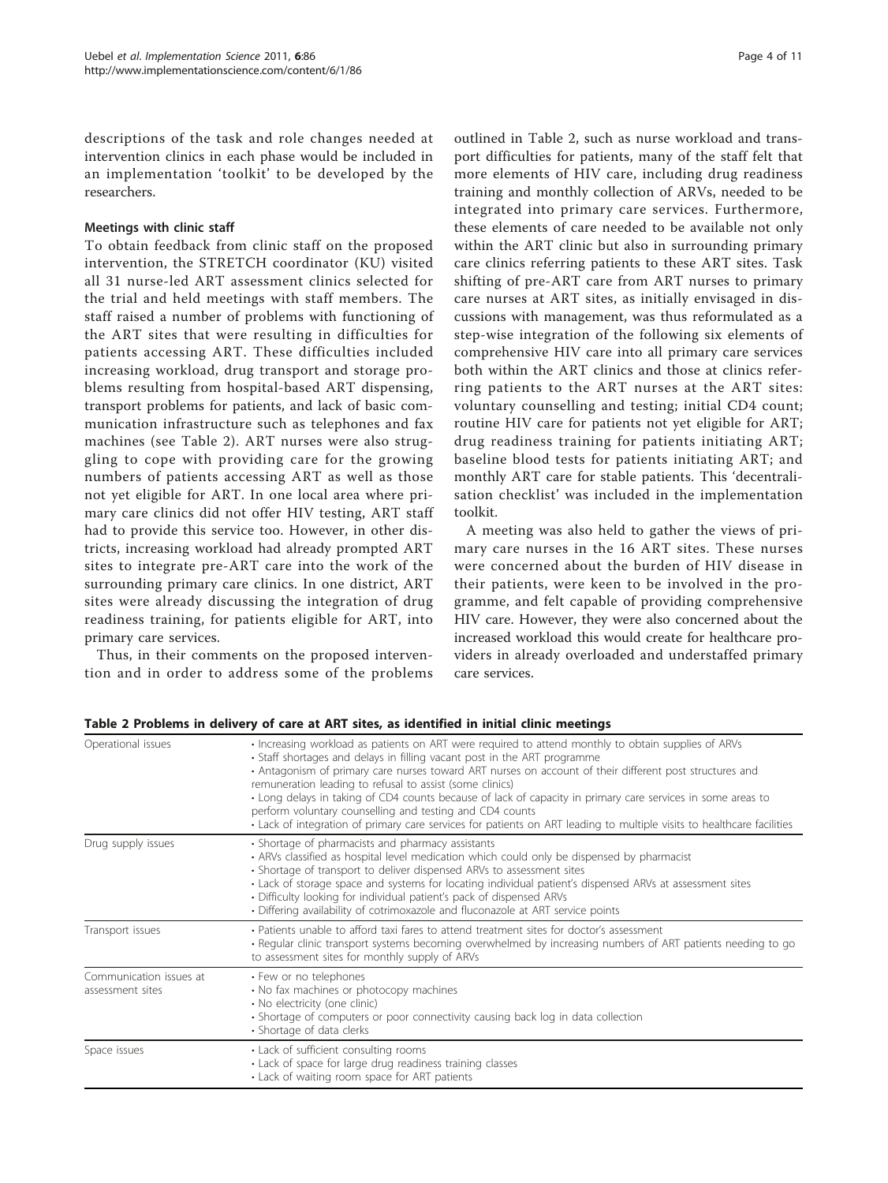descriptions of the task and role changes needed at intervention clinics in each phase would be included in an implementation 'toolkit' to be developed by the researchers.

### Meetings with clinic staff

To obtain feedback from clinic staff on the proposed intervention, the STRETCH coordinator (KU) visited all 31 nurse-led ART assessment clinics selected for the trial and held meetings with staff members. The staff raised a number of problems with functioning of the ART sites that were resulting in difficulties for patients accessing ART. These difficulties included increasing workload, drug transport and storage problems resulting from hospital-based ART dispensing, transport problems for patients, and lack of basic communication infrastructure such as telephones and fax machines (see Table 2). ART nurses were also struggling to cope with providing care for the growing numbers of patients accessing ART as well as those not yet eligible for ART. In one local area where primary care clinics did not offer HIV testing, ART staff had to provide this service too. However, in other districts, increasing workload had already prompted ART sites to integrate pre-ART care into the work of the surrounding primary care clinics. In one district, ART sites were already discussing the integration of drug readiness training, for patients eligible for ART, into primary care services.

Thus, in their comments on the proposed intervention and in order to address some of the problems outlined in Table 2, such as nurse workload and transport difficulties for patients, many of the staff felt that more elements of HIV care, including drug readiness training and monthly collection of ARVs, needed to be integrated into primary care services. Furthermore, these elements of care needed to be available not only within the ART clinic but also in surrounding primary care clinics referring patients to these ART sites. Task shifting of pre-ART care from ART nurses to primary care nurses at ART sites, as initially envisaged in discussions with management, was thus reformulated as a step-wise integration of the following six elements of comprehensive HIV care into all primary care services both within the ART clinics and those at clinics referring patients to the ART nurses at the ART sites: voluntary counselling and testing; initial CD4 count; routine HIV care for patients not yet eligible for ART; drug readiness training for patients initiating ART; baseline blood tests for patients initiating ART; and monthly ART care for stable patients. This 'decentralisation checklist' was included in the implementation toolkit.

A meeting was also held to gather the views of primary care nurses in the 16 ART sites. These nurses were concerned about the burden of HIV disease in their patients, were keen to be involved in the programme, and felt capable of providing comprehensive HIV care. However, they were also concerned about the increased workload this would create for healthcare providers in already overloaded and understaffed primary care services.

**Table 2 Problems in delivery of care at ART sites, as identified in initial clinic meetings**

| | |
|---|---|
| Operational issues | • Increasing workload as patients on ART were required to attend monthly to obtain supplies of ARVs<br>• Staff shortages and delays in filling vacant post in the ART programme<br>• Antagonism of primary care nurses toward ART nurses on account of their different post structures and remuneration leading to refusal to assist (some clinics)<br>• Long delays in taking of CD4 counts because of lack of capacity in primary care services in some areas to perform voluntary counselling and testing and CD4 counts<br>• Lack of integration of primary care services for patients on ART leading to multiple visits to healthcare facilities |
| Drug supply issues | • Shortage of pharmacists and pharmacy assistants<br>• ARVs classified as hospital level medication which could only be dispensed by pharmacist<br>• Shortage of transport to deliver dispensed ARVs to assessment sites<br>• Lack of storage space and systems for locating individual patient's dispensed ARVs at assessment sites<br>• Difficulty looking for individual patient's pack of dispensed ARVs<br>• Differing availability of cotrimoxazole and fluconazole at ART service points |
| Transport issues | • Patients unable to afford taxi fares to attend treatment sites for doctor's assessment<br>• Regular clinic transport systems becoming overwhelmed by increasing numbers of ART patients needing to go to assessment sites for monthly supply of ARVs |
| Communication issues at assessment sites | • Few or no telephones<br>• No fax machines or photocopy machines<br>• No electricity (one clinic)<br>• Shortage of computers or poor connectivity causing back log in data collection<br>• Shortage of data clerks |
| Space issues | • Lack of sufficient consulting rooms<br>• Lack of space for large drug readiness training classes<br>• Lack of waiting room space for ART patients |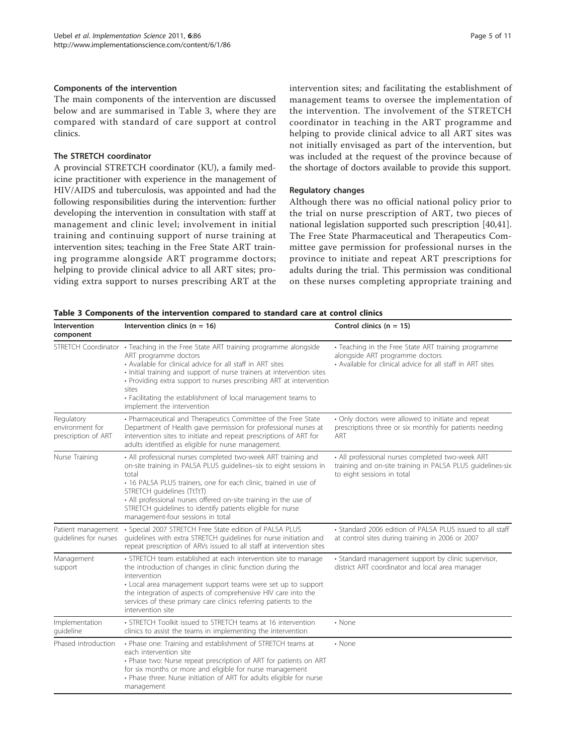### Components of the intervention

The main components of the intervention are discussed below and are summarised in Table 3, where they are compared with standard of care support at control clinics.

### The STRETCH coordinator

A provincial STRETCH coordinator (KU), a family medicine practitioner with experience in the management of HIV/AIDS and tuberculosis, was appointed and had the following responsibilities during the intervention: further developing the intervention in consultation with staff at management and clinic level; involvement in initial training and continuing support of nurse training at intervention sites; teaching in the Free State ART training programme alongside ART programme doctors; helping to provide clinical advice to all ART sites; providing extra support to nurses prescribing ART at the intervention sites; and facilitating the establishment of management teams to oversee the implementation of the intervention. The involvement of the STRETCH coordinator in teaching in the ART programme and helping to provide clinical advice to all ART sites was not initially envisaged as part of the intervention, but was included at the request of the province because of the shortage of doctors available to provide this support.

### Regulatory changes

Although there was no official national policy prior to the trial on nurse prescription of ART, two pieces of national legislation supported such prescription [40,41]. The Free State Pharmaceutical and Therapeutics Committee gave permission for professional nurses in the province to initiate and repeat ART prescriptions for adults during the trial. This permission was conditional on these nurses completing appropriate training and

**Table 3 Components of the intervention compared to standard care at control clinics**

| Intervention component | Intervention clinics (n = 16) | Control clinics (n = 15) |
|---|---|---|
| STRETCH Coordinator | • Teaching in the Free State ART training programme alongside ART programme doctors<br>• Available for clinical advice for all staff in ART sites<br>• Initial training and support of nurse trainers at intervention sites<br>• Providing extra support to nurses prescribing ART at intervention sites<br>• Facilitating the establishment of local management teams to implement the intervention | • Teaching in the Free State ART training programme alongside ART programme doctors<br>• Available for clinical advice for all staff in ART sites |
| Regulatory environment for prescription of ART | • Pharmaceutical and Therapeutics Committee of the Free State Department of Health gave permission for professional nurses at intervention sites to initiate and repeat prescriptions of ART for adults identified as eligible for nurse management. | • Only doctors were allowed to initiate and repeat prescriptions three or six monthly for patients needing ART |
| Nurse Training | • All professional nurses completed two-week ART training and on-site training in PALSA PLUS guidelines–six to eight sessions in total<br>• 16 PALSA PLUS trainers, one for each clinic, trained in use of STRETCH guidelines (TtTtT)<br>• All professional nurses offered on-site training in the use of STRETCH guidelines to identify patients eligible for nurse management-four sessions in total | • All professional nurses completed two-week ART training and on-site training in PALSA PLUS guidelines-six to eight sessions in total |
| Patient management guidelines for nurses | • Special 2007 STRETCH Free State edition of PALSA PLUS guidelines with extra STRETCH guidelines for nurse initiation and repeat prescription of ARVs issued to all staff at intervention sites | • Standard 2006 edition of PALSA PLUS issued to all staff at control sites during training in 2006 or 2007 |
| Management support | • STRETCH team established at each intervention site to manage the introduction of changes in clinic function during the intervention<br>• Local area management support teams were set up to support the integration of aspects of comprehensive HIV care into the services of these primary care clinics referring patients to the intervention site | • Standard management support by clinic supervisor, district ART coordinator and local area manager |
| Implementation guideline | • STRETCH Toolkit issued to STRETCH teams at 16 intervention clinics to assist the teams in implementing the intervention | • None |
| Phased introduction | • Phase one: Training and establishment of STRETCH teams at each intervention site<br>• Phase two: Nurse repeat prescription of ART for patients on ART for six months or more and eligible for nurse management<br>• Phase three: Nurse initiation of ART for adults eligible for nurse management | • None |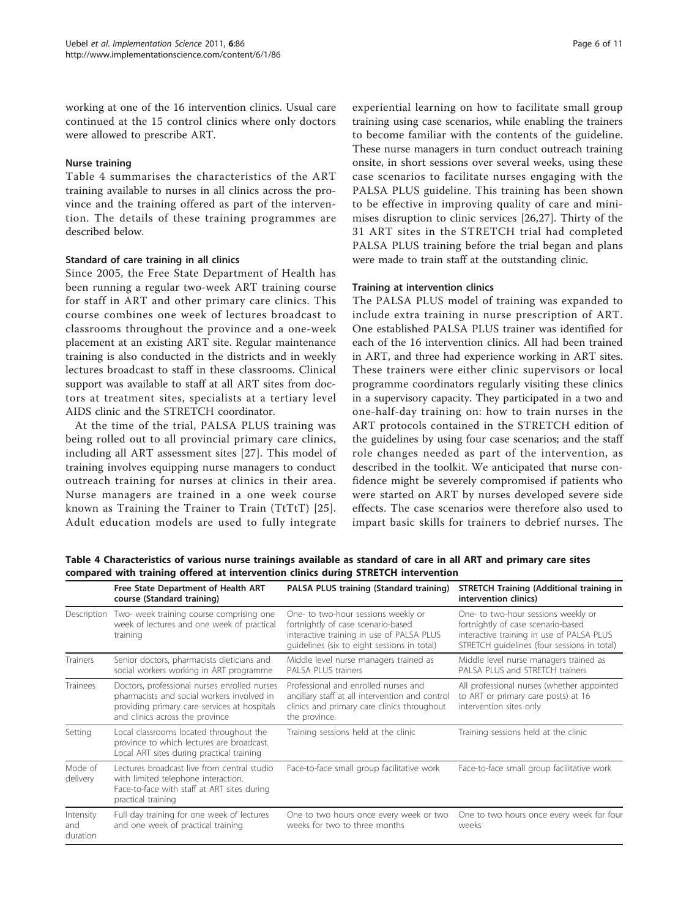working at one of the 16 intervention clinics. Usual care continued at the 15 control clinics where only doctors were allowed to prescribe ART.

### Nurse training

Table 4 summarises the characteristics of the ART training available to nurses in all clinics across the province and the training offered as part of the intervention. The details of these training programmes are described below.

#### Standard of care training in all clinics

Since 2005, the Free State Department of Health has been running a regular two-week ART training course for staff in ART and other primary care clinics. This course combines one week of lectures broadcast to classrooms throughout the province and a one-week placement at an existing ART site. Regular maintenance training is also conducted in the districts and in weekly lectures broadcast to staff in these classrooms. Clinical support was available to staff at all ART sites from doctors at treatment sites, specialists at a tertiary level AIDS clinic and the STRETCH coordinator.

At the time of the trial, PALSA PLUS training was being rolled out to all provincial primary care clinics, including all ART assessment sites [27]. This model of training involves equipping nurse managers to conduct outreach training for nurses at clinics in their area. Nurse managers are trained in a one week course known as Training the Trainer to Train (TtTtT) [25]. Adult education models are used to fully integrate experiential learning on how to facilitate small group training using case scenarios, while enabling the trainers to become familiar with the contents of the guideline. These nurse managers in turn conduct outreach training onsite, in short sessions over several weeks, using these case scenarios to facilitate nurses engaging with the PALSA PLUS guideline. This training has been shown to be effective in improving quality of care and minimises disruption to clinic services [26,27]. Thirty of the 31 ART sites in the STRETCH trial had completed PALSA PLUS training before the trial began and plans were made to train staff at the outstanding clinic.

#### Training at intervention clinics

The PALSA PLUS model of training was expanded to include extra training in nurse prescription of ART. One established PALSA PLUS trainer was identified for each of the 16 intervention clinics. All had been trained in ART, and three had experience working in ART sites. These trainers were either clinic supervisors or local programme coordinators regularly visiting these clinics in a supervisory capacity. They participated in a two and one-half-day training on: how to train nurses in the ART protocols contained in the STRETCH edition of the guidelines by using four case scenarios; and the staff role changes needed as part of the intervention, as described in the toolkit. We anticipated that nurse confidence might be severely compromised if patients who were started on ART by nurses developed severe side effects. The case scenarios were therefore also used to impart basic skills for trainers to debrief nurses. The

**Table 4 Characteristics of various nurse trainings available as standard of care in all ART and primary care sites compared with training offered at intervention clinics during STRETCH intervention**

| | Free State Department of Health ART course (Standard training) | PALSA PLUS training (Standard training) | STRETCH Training (Additional training in intervention clinics) |
|---|---|---|---|
| Description | Two- week training course comprising one week of lectures and one week of practical training | One- to two-hour sessions weekly or fortnightly of case scenario-based interactive training in use of PALSA PLUS guidelines (six to eight sessions in total) | One- to two-hour sessions weekly or fortnightly of case scenario-based interactive training in use of PALSA PLUS STRETCH guidelines (four sessions in total) |
| Trainers | Senior doctors, pharmacists dieticians and social workers working in ART programme | Middle level nurse managers trained as PALSA PLUS trainers | Middle level nurse managers trained as PALSA PLUS and STRETCH trainers |
| Trainees | Doctors, professional nurses enrolled nurses pharmacists and social workers involved in providing primary care services at hospitals and clinics across the province | Professional and enrolled nurses and ancillary staff at all intervention and control clinics and primary care clinics throughout the province. | All professional nurses (whether appointed to ART or primary care posts) at 16 intervention sites only |
| Setting | Local classrooms located throughout the province to which lectures are broadcast. Local ART sites during practical training | Training sessions held at the clinic | Training sessions held at the clinic |
| Mode of delivery | Lectures broadcast live from central studio with limited telephone interaction. Face-to-face with staff at ART sites during practical training | Face-to-face small group facilitative work | Face-to-face small group facilitative work |
| Intensity and duration | Full day training for one week of lectures and one week of practical training | One to two hours once every week or two weeks for two to three months | One to two hours once every week for four weeks |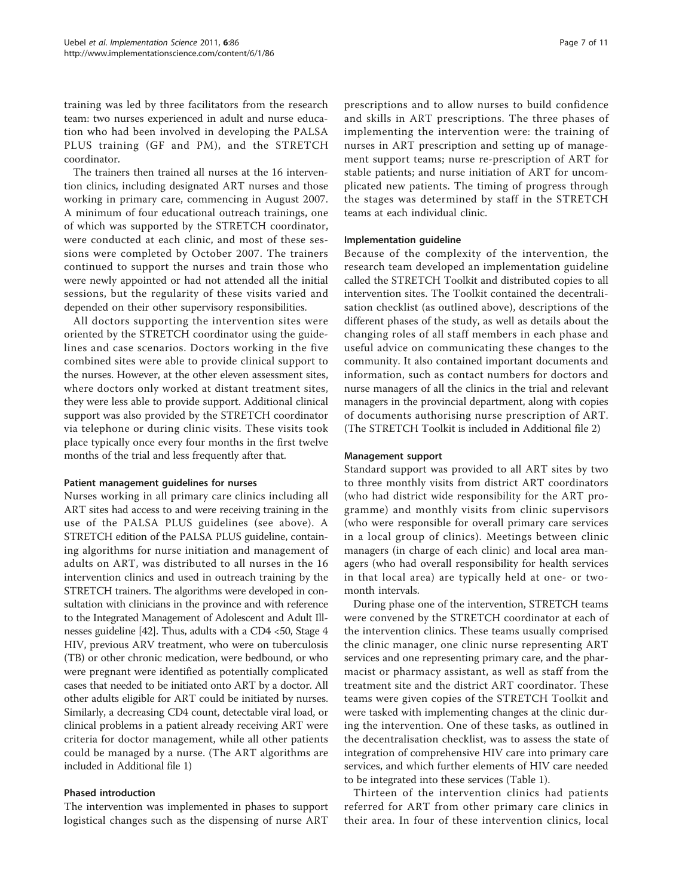training was led by three facilitators from the research team: two nurses experienced in adult and nurse education who had been involved in developing the PALSA PLUS training (GF and PM), and the STRETCH coordinator.

The trainers then trained all nurses at the 16 intervention clinics, including designated ART nurses and those working in primary care, commencing in August 2007. A minimum of four educational outreach trainings, one of which was supported by the STRETCH coordinator, were conducted at each clinic, and most of these sessions were completed by October 2007. The trainers continued to support the nurses and train those who were newly appointed or had not attended all the initial sessions, but the regularity of these visits varied and depended on their other supervisory responsibilities.

All doctors supporting the intervention sites were oriented by the STRETCH coordinator using the guidelines and case scenarios. Doctors working in the five combined sites were able to provide clinical support to the nurses. However, at the other eleven assessment sites, where doctors only worked at distant treatment sites, they were less able to provide support. Additional clinical support was also provided by the STRETCH coordinator via telephone or during clinic visits. These visits took place typically once every four months in the first twelve months of the trial and less frequently after that.

#### Patient management guidelines for nurses

Nurses working in all primary care clinics including all ART sites had access to and were receiving training in the use of the PALSA PLUS guidelines (see above). A STRETCH edition of the PALSA PLUS guideline, containing algorithms for nurse initiation and management of adults on ART, was distributed to all nurses in the 16 intervention clinics and used in outreach training by the STRETCH trainers. The algorithms were developed in consultation with clinicians in the province and with reference to the Integrated Management of Adolescent and Adult Illnesses guideline [42]. Thus, adults with a CD4 <50, Stage 4 HIV, previous ARV treatment, who were on tuberculosis (TB) or other chronic medication, were bedbound, or who were pregnant were identified as potentially complicated cases that needed to be initiated onto ART by a doctor. All other adults eligible for ART could be initiated by nurses. Similarly, a decreasing CD4 count, detectable viral load, or clinical problems in a patient already receiving ART were criteria for doctor management, while all other patients could be managed by a nurse. (The ART algorithms are included in Additional file 1)

#### Phased introduction

The intervention was implemented in phases to support logistical changes such as the dispensing of nurse ART prescriptions and to allow nurses to build confidence and skills in ART prescriptions. The three phases of implementing the intervention were: the training of nurses in ART prescription and setting up of management support teams; nurse re-prescription of ART for stable patients; and nurse initiation of ART for uncomplicated new patients. The timing of progress through the stages was determined by staff in the STRETCH teams at each individual clinic.

#### Implementation guideline

Because of the complexity of the intervention, the research team developed an implementation guideline called the STRETCH Toolkit and distributed copies to all intervention sites. The Toolkit contained the decentralisation checklist (as outlined above), descriptions of the different phases of the study, as well as details about the changing roles of all staff members in each phase and useful advice on communicating these changes to the community. It also contained important documents and information, such as contact numbers for doctors and nurse managers of all the clinics in the trial and relevant managers in the provincial department, along with copies of documents authorising nurse prescription of ART. (The STRETCH Toolkit is included in Additional file 2)

#### Management support

Standard support was provided to all ART sites by two to three monthly visits from district ART coordinators (who had district wide responsibility for the ART programme) and monthly visits from clinic supervisors (who were responsible for overall primary care services in a local group of clinics). Meetings between clinic managers (in charge of each clinic) and local area managers (who had overall responsibility for health services in that local area) are typically held at one- or two-month intervals.

During phase one of the intervention, STRETCH teams were convened by the STRETCH coordinator at each of the intervention clinics. These teams usually comprised the clinic manager, one clinic nurse representing ART services and one representing primary care, and the pharmacist or pharmacy assistant, as well as staff from the treatment site and the district ART coordinator. These teams were given copies of the STRETCH Toolkit and were tasked with implementing changes at the clinic during the intervention. One of these tasks, as outlined in the decentralisation checklist, was to assess the state of integration of comprehensive HIV care into primary care services, and which further elements of HIV care needed to be integrated into these services (Table 1).

Thirteen of the intervention clinics had patients referred for ART from other primary care clinics in their area. In four of these intervention clinics, local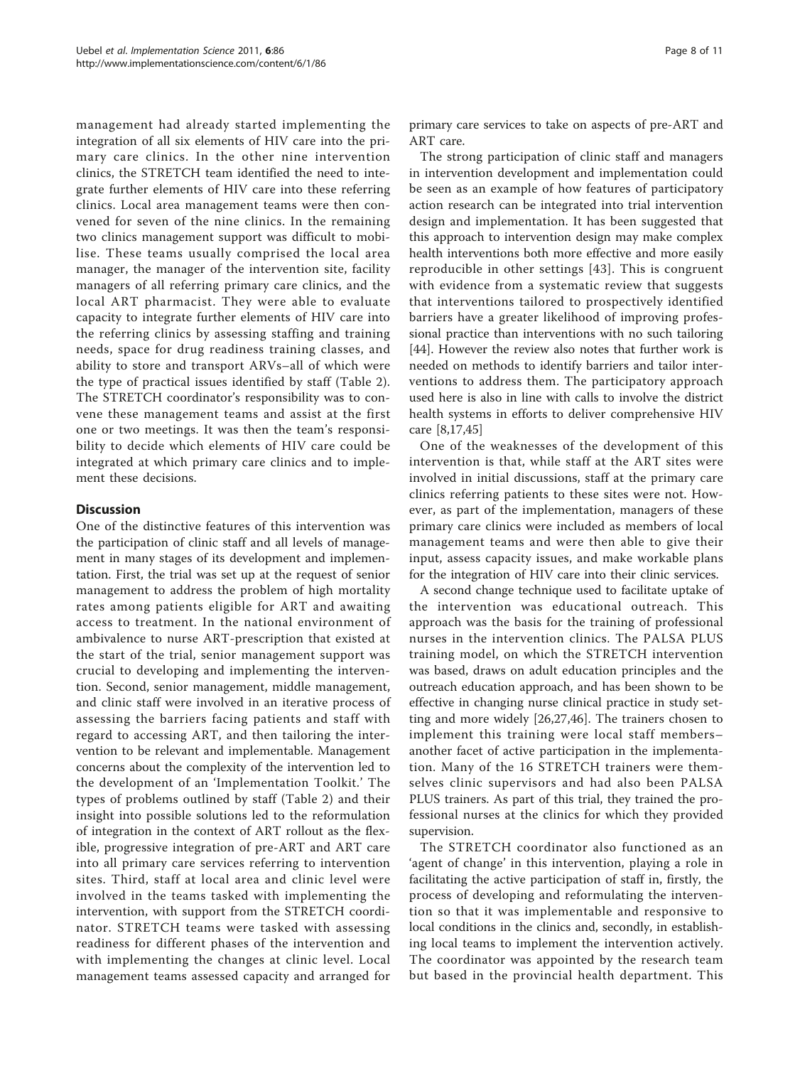management had already started implementing the integration of all six elements of HIV care into the primary care clinics. In the other nine intervention clinics, the STRETCH team identified the need to integrate further elements of HIV care into these referring clinics. Local area management teams were then convened for seven of the nine clinics. In the remaining two clinics management support was difficult to mobilise. These teams usually comprised the local area manager, the manager of the intervention site, facility managers of all referring primary care clinics, and the local ART pharmacist. They were able to evaluate capacity to integrate further elements of HIV care into the referring clinics by assessing staffing and training needs, space for drug readiness training classes, and ability to store and transport ARVs–all of which were the type of practical issues identified by staff (Table 2). The STRETCH coordinator's responsibility was to convene these management teams and assist at the first one or two meetings. It was then the team's responsibility to decide which elements of HIV care could be integrated at which primary care clinics and to implement these decisions.

## Discussion

One of the distinctive features of this intervention was the participation of clinic staff and all levels of management in many stages of its development and implementation. First, the trial was set up at the request of senior management to address the problem of high mortality rates among patients eligible for ART and awaiting access to treatment. In the national environment of ambivalence to nurse ART-prescription that existed at the start of the trial, senior management support was crucial to developing and implementing the intervention. Second, senior management, middle management, and clinic staff were involved in an iterative process of assessing the barriers facing patients and staff with regard to accessing ART, and then tailoring the intervention to be relevant and implementable. Management concerns about the complexity of the intervention led to the development of an 'Implementation Toolkit.' The types of problems outlined by staff (Table 2) and their insight into possible solutions led to the reformulation of integration in the context of ART rollout as the flexible, progressive integration of pre-ART and ART care into all primary care services referring to intervention sites. Third, staff at local area and clinic level were involved in the teams tasked with implementing the intervention, with support from the STRETCH coordinator. STRETCH teams were tasked with assessing readiness for different phases of the intervention and with implementing the changes at clinic level. Local management teams assessed capacity and arranged for primary care services to take on aspects of pre-ART and ART care.

The strong participation of clinic staff and managers in intervention development and implementation could be seen as an example of how features of participatory action research can be integrated into trial intervention design and implementation. It has been suggested that this approach to intervention design may make complex health interventions both more effective and more easily reproducible in other settings [43]. This is congruent with evidence from a systematic review that suggests that interventions tailored to prospectively identified barriers have a greater likelihood of improving professional practice than interventions with no such tailoring [44]. However the review also notes that further work is needed on methods to identify barriers and tailor interventions to address them. The participatory approach used here is also in line with calls to involve the district health systems in efforts to deliver comprehensive HIV care [8,17,45]

One of the weaknesses of the development of this intervention is that, while staff at the ART sites were involved in initial discussions, staff at the primary care clinics referring patients to these sites were not. However, as part of the implementation, managers of these primary care clinics were included as members of local management teams and were then able to give their input, assess capacity issues, and make workable plans for the integration of HIV care into their clinic services.

A second change technique used to facilitate uptake of the intervention was educational outreach. This approach was the basis for the training of professional nurses in the intervention clinics. The PALSA PLUS training model, on which the STRETCH intervention was based, draws on adult education principles and the outreach education approach, and has been shown to be effective in changing nurse clinical practice in study setting and more widely [26,27,46]. The trainers chosen to implement this training were local staff members–another facet of active participation in the implementation. Many of the 16 STRETCH trainers were themselves clinic supervisors and had also been PALSA PLUS trainers. As part of this trial, they trained the professional nurses at the clinics for which they provided supervision.

The STRETCH coordinator also functioned as an 'agent of change' in this intervention, playing a role in facilitating the active participation of staff in, firstly, the process of developing and reformulating the intervention so that it was implementable and responsive to local conditions in the clinics and, secondly, in establishing local teams to implement the intervention actively. The coordinator was appointed by the research team but based in the provincial health department. This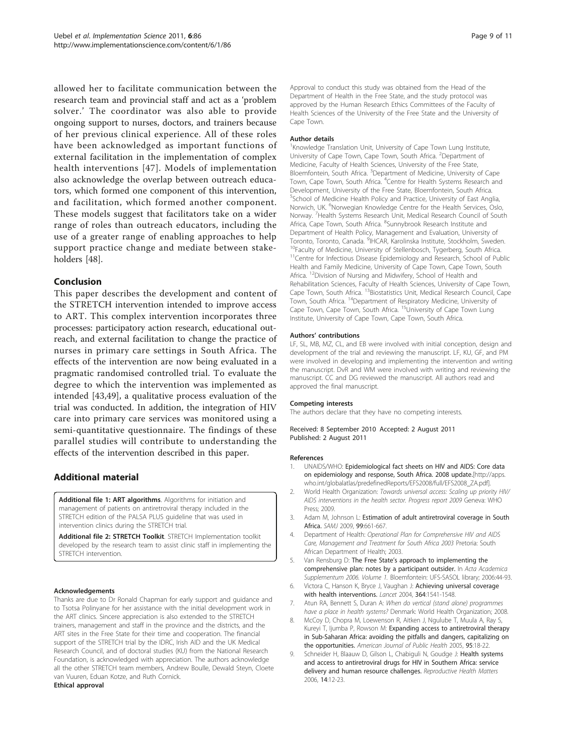allowed her to facilitate communication between the research team and provincial staff and act as a 'problem solver.' The coordinator was also able to provide ongoing support to nurses, doctors, and trainers because of her previous clinical experience. All of these roles have been acknowledged as important functions of external facilitation in the implementation of complex health interventions [47]. Models of implementation also acknowledge the overlap between outreach educators, which formed one component of this intervention, and facilitation, which formed another component. These models suggest that facilitators take on a wider range of roles than outreach educators, including the use of a greater range of enabling approaches to help support practice change and mediate between stakeholders [48].

## Conclusion

This paper describes the development and content of the STRETCH intervention intended to improve access to ART. This complex intervention incorporates three processes: participatory action research, educational outreach, and external facilitation to change the practice of nurses in primary care settings in South Africa. The effects of the intervention are now being evaluated in a pragmatic randomised controlled trial. To evaluate the degree to which the intervention was implemented as intended [43,49], a qualitative process evaluation of the trial was conducted. In addition, the integration of HIV care into primary care services was monitored using a semi-quantitative questionnaire. The findings of these parallel studies will contribute to understanding the effects of the intervention described in this paper.

## Additional material

**Additional file 1: ART algorithms**. Algorithms for initiation and management of patients on antiretroviral therapy included in the STRETCH edition of the PALSA PLUS guideline that was used in intervention clinics during the STRETCH trial.

**Additional file 2: STRETCH Toolkit**. STRETCH Implementation toolkit developed by the research team to assist clinic staff in implementing the STRETCH intervention.

#### Acknowledgements

Thanks are due to Dr Ronald Chapman for early support and guidance and to Tsotsa Polinyane for her assistance with the initial development work in the ART clinics. Sincere appreciation is also extended to the STRETCH trainers, management and staff in the province and the districts, and the ART sites in the Free State for their time and cooperation. The financial support of the STRETCH trial by the IDRC, Irish AID and the UK Medical Research Council, and of doctoral studies (KU) from the National Research Foundation, is acknowledged with appreciation. The authors acknowledge all the other STRETCH team members, Andrew Boulle, Dewald Steyn, Cloete van Vuuren, Eduan Kotze, and Ruth Cornick.

#### Ethical approval

Approval to conduct this study was obtained from the Head of the Department of Health in the Free State, and the study protocol was approved by the Human Research Ethics Committees of the Faculty of Health Sciences of the University of the Free State and the University of Cape Town.

#### Author details

[1]Knowledge Translation Unit, University of Cape Town Lung Institute, University of Cape Town, Cape Town, South Africa. [2]Department of Medicine, Faculty of Health Sciences, University of the Free State, Bloemfontein, South Africa. [3]Department of Medicine, University of Cape Town, Cape Town, South Africa. [4]Centre for Health Systems Research and Development, University of the Free State, Bloemfontein, South Africa. [5]School of Medicine Health Policy and Practice, University of East Anglia, Norwich, UK. [6]Norwegian Knowledge Centre for the Health Services, Oslo, Norway. [7]Health Systems Research Unit, Medical Research Council of South Africa, Cape Town, South Africa. [8]Sunnybrook Research Institute and Department of Health Policy, Management and Evaluation, University of Toronto, Toronto, Canada. [9]IHCAR, Karolinska Institute, Stockholm, Sweden. [10]Faculty of Medicine, University of Stellenbosch, Tygerberg, South Africa. [11]Centre for Infectious Disease Epidemiology and Research, School of Public Health and Family Medicine, University of Cape Town, Cape Town, South Africa. [12]Division of Nursing and Midwifery, School of Health and Rehabilitation Sciences, Faculty of Health Sciences, University of Cape Town, Cape Town, South Africa. [13]Biostatistics Unit, Medical Research Council, Cape Town, South Africa. [14]Department of Respiratory Medicine, University of Cape Town, Cape Town, South Africa. [15]University of Cape Town Lung Institute, University of Cape Town, Cape Town, South Africa.

#### Authors' contributions

LF, SL, MB, MZ, CL, and EB were involved with initial conception, design and development of the trial and reviewing the manuscript. LF, KU, GF, and PM were involved in developing and implementing the intervention and writing the manuscript. DvR and WM were involved with writing and reviewing the manuscript. CC and DG reviewed the manuscript. All authors read and approved the final manuscript.

#### Competing interests

The authors declare that they have no competing interests.

Received: 8 September 2010 Accepted: 2 August 2011
Published: 2 August 2011

#### References

1. UNAIDS/WHO: **Epidemiological fact sheets on HIV and AIDS: Core data on epidemiology and response, South Africa. 2008 update.**[http://apps.who.int/globalatlas/predefinedReports/EFS2008/full/EFS2008_ZA.pdf].
2. World Health Organization: *Towards universal access: Scaling up priority HIV/AIDS interventions in the health sector. Progress report 2009* Geneva: WHO Press; 2009.
3. Adam M, Johnson L: **Estimation of adult antiretroviral coverage in South Africa.** *SAMJ* 2009, **99**:661-667.
4. Department of Health: *Operational Plan for Comprehensive HIV and AIDS Care, Management and Treatment for South Africa 2003* Pretoria: South African Department of Health; 2003.
5. Van Rensburg D: **The Free State's approach to implementing the comprehensive plan: notes by a participant outsider.** In *Acta Academica Supplementum 2006. Volume 1.* Bloemfontein: UFS-SASOL library; 2006:44-93.
6. Victora C, Hanson K, Bryce J, Vaughan J: **Achieving universal coverage with health interventions.** *Lancet* 2004, **364**:1541-1548.
7. Atun RA, Bennett S, Duran A: *When do vertical (stand alone) programmes have a place in health systems?* Denmark: World Health Organization; 2008.
8. McCoy D, Chopra M, Loewenson R, Aitken J, Ngulube T, Muula A, Ray S, Kureyi T, Ijumba P, Rowson M: **Expanding access to antiretroviral therapy in Sub-Saharan Africa: avoiding the pitfalls and dangers, capitalizing on the opportunities.** *American Journal of Public Health* 2005, **95**:18-22.
9. Schneider H, Blaauw D, Gilson L, Chabiguli N, Goudge J: **Health systems and access to antiretroviral drugs for HIV in Southern Africa: service delivery and human resource challenges.** *Reproductive Health Matters* 2006, **14**:12-23.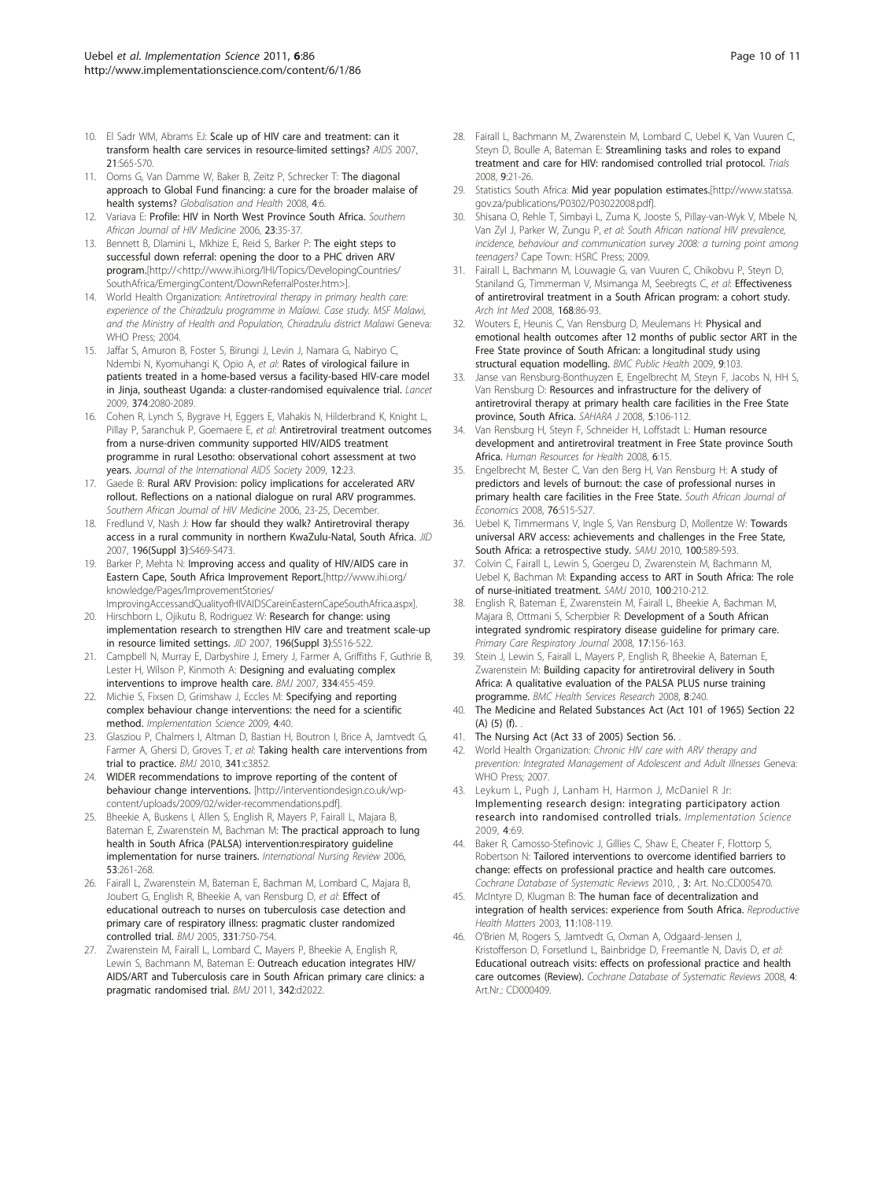10. El Sadr WM, Abrams EJ: **Scale up of HIV care and treatment: can it transform health care services in resource-limited settings?** *AIDS* 2007, **21**:S65-S70.
11. Ooms G, Van Damme W, Baker B, Zeitz P, Schrecker T: **The diagonal approach to Global Fund financing: a cure for the broader malaise of health systems?** *Globalisation and Health* 2008, **4**:6.
12. Variava E: **Profile: HIV in North West Province South Africa.** *Southern African Journal of HIV Medicine* 2006, **23**:35-37.
13. Bennett B, Dlamini L, Mkhize E, Reid S, Barker P: **The eight steps to successful down referral: opening the door to a PHC driven ARV program.**[http://<http://www.ihi.org/IHI/Topics/DevelopingCountries/SouthAfrica/EmergingContent/DownReferralPoster.htm>].
14. World Health Organization: *Antiretroviral therapy in primary health care: experience of the Chiradzulu programme in Malawi. Case study. MSF Malawi, and the Ministry of Health and Population, Chiradzulu district Malawi* Geneva: WHO Press; 2004.
15. Jaffar S, Amuron B, Foster S, Birungi J, Levin J, Namara G, Nabiryo C, Ndembi N, Kyomuhangi K, Opio A, *et al*: **Rates of virological failure in patients treated in a home-based versus a facility-based HIV-care model in Jinja, southeast Uganda: a cluster-randomised equivalence trial.** *Lancet* 2009, **374**:2080-2089.
16. Cohen R, Lynch S, Bygrave H, Eggers E, Vlahakis N, Hilderbrand K, Knight L, Pillay P, Saranchuk P, Goemaere E, *et al*: **Antiretroviral treatment outcomes from a nurse-driven community supported HIV/AIDS treatment programme in rural Lesotho: observational cohort assessment at two years.** *Journal of the International AIDS Society* 2009, **12**:23.
17. Gaede B: **Rural ARV Provision: policy implications for accelerated ARV rollout. Reflections on a national dialogue on rural ARV programmes.** *Southern African Journal of HIV Medicine* 2006, 23-25, December.
18. Fredlund V, Nash J: **How far should they walk? Antiretroviral therapy access in a rural community in northern KwaZulu-Natal, South Africa.** *JID* 2007, **196(Suppl 3)**:S469-S473.
19. Barker P, Mehta N: **Improving access and quality of HIV/AIDS care in Eastern Cape, South Africa Improvement Report.**[http://www.ihi.org/knowledge/Pages/ImprovementStories/ImprovingAccessandQualityofHIVAIDSCareinEasternCapeSouthAfrica.aspx].
20. Hirschborn L, Ojikutu B, Rodriguez W: **Research for change: using implementation research to strengthen HIV care and treatment scale-up in resource limited settings.** *JID* 2007, **196(Suppl 3)**:S516-522.
21. Campbell N, Murray E, Darbyshire J, Emery J, Farmer A, Griffiths F, Guthrie B, Lester H, Wilson P, Kinmonth A: **Designing and evaluating complex interventions to improve health care.** *BMJ* 2007, **334**:455-459.
22. Michie S, Fixsen D, Grimshaw J, Eccles M: **Specifying and reporting complex behaviour change interventions: the need for a scientific method.** *Implementation Science* 2009, **4**:40.
23. Glasziou P, Chalmers I, Altman D, Bastian H, Boutron I, Brice A, Jamtvedt G, Farmer A, Ghersi D, Groves T, *et al*: **Taking health care interventions from trial to practice.** *BMJ* 2010, **341**:c3852.
24. **WIDER recommendations to improve reporting of the content of behaviour change interventions.** [http://interventiondesign.co.uk/wp-content/uploads/2009/02/wider-recommendations.pdf].
25. Bheekie A, Buskens I, Allen S, English R, Mayers P, Fairall L, Majara B, Bateman E, Zwarenstein M, Bachman M: **The practical approach to lung health in South Africa (PALSA) intervention:respiratory guideline implementation for nurse trainers.** *International Nursing Review* 2006, **53**:261-268.
26. Fairall L, Zwarenstein M, Bateman E, Bachman M, Lombard C, Majara B, Joubert G, English R, Bheekie A, van Rensburg D, *et al*: **Effect of educational outreach to nurses on tuberculosis case detection and primary care of respiratory illness: pragmatic cluster randomized controlled trial.** *BMJ* 2005, **331**:750-754.
27. Zwarenstein M, Fairall L, Lombard C, Mayers P, Bheekie A, English R, Lewin S, Bachmann M, Bateman E: **Outreach education integrates HIV/AIDS/ART and Tuberculosis care in South African primary care clinics: a pragmatic randomised trial.** *BMJ* 2011, **342**:d2022.
28. Fairall L, Bachmann M, Zwarenstein M, Lombard C, Uebel K, Van Vuuren C, Steyn D, Boulle A, Bateman E: **Streamlining tasks and roles to expand treatment and care for HIV: randomised controlled trial protocol.** *Trials* 2008, **9**:21-26.
29. Statistics South Africa: **Mid year population estimates.**[http://www.statssa.gov.za/publications/P0302/P03022008.pdf].
30. Shisana O, Rehle T, Simbayi L, Zuma K, Jooste S, Pillay-van-Wyk V, Mbele N, Van Zyl J, Parker W, Zungu P, *et al*: *South African national HIV prevalence, incidence, behaviour and communication survey 2008: a turning point among teenagers?* Cape Town: HSRC Press; 2009.
31. Fairall L, Bachmann M, Louwagie G, van Vuuren C, Chikobvu P, Steyn D, Staniland G, Timmerman V, Msimanga M, Seebregts C, *et al*: **Effectiveness of antiretroviral treatment in a South African program: a cohort study.** *Arch Int Med* 2008, **168**:86-93.
32. Wouters E, Heunis C, Van Rensburg D, Meulemans H: **Physical and emotional health outcomes after 12 months of public sector ART in the Free State province of South African: a longitudinal study using structural equation modelling.** *BMC Public Health* 2009, **9**:103.
33. Janse van Rensburg-Bonthuyzen E, Engelbrecht M, Steyn F, Jacobs N, HH S, Van Rensburg D: **Resources and infrastructure for the delivery of antiretroviral therapy at primary health care facilities in the Free State province, South Africa.** *SAHARA J* 2008, **5**:106-112.
34. Van Rensburg H, Steyn F, Schneider H, Loffstadt L: **Human resource development and antiretroviral treatment in Free State province South Africa.** *Human Resources for Health* 2008, **6**:15.
35. Engelbrecht M, Bester C, Van den Berg H, Van Rensburg H: **A study of predictors and levels of burnout: the case of professional nurses in primary health care facilities in the Free State.** *South African Journal of Economics* 2008, **76**:S15-S27.
36. Uebel K, Timmermans V, Ingle S, Van Rensburg D, Mollentze W: **Towards universal ARV access: achievements and challenges in the Free State, South Africa: a retrospective study.** *SAMJ* 2010, **100**:589-593.
37. Colvin C, Fairall L, Lewin S, Goergeu D, Zwarenstein M, Bachmann M, Uebel K, Bachman M: **Expanding access to ART in South Africa: The role of nurse-initiated treatment.** *SAMJ* 2010, **100**:210-212.
38. English R, Bateman E, Zwarenstein M, Fairall L, Bheekie A, Bachman M, Majara B, Ottmani S, Scherpbier R: **Development of a South African integrated syndromic respiratory disease guideline for primary care.** *Primary Care Respiratory Journal* 2008, **17**:156-163.
39. Stein J, Lewin S, Fairall L, Mayers P, English R, Bheekie A, Bateman E, Zwarenstein M: **Building capacity for antiretroviral delivery in South Africa: A qualitative evaluation of the PALSA PLUS nurse training programme.** *BMC Health Services Research* 2008, **8**:240.
40. **The Medicine and Related Substances Act (Act 101 of 1965) Section 22 (A) (5) (f).** .
41. **The Nursing Act (Act 33 of 2005) Section 56.** .
42. World Health Organization: *Chronic HIV care with ARV therapy and prevention: Integrated Management of Adolescent and Adult Illnesses* Geneva: WHO Press; 2007.
43. Leykum L, Pugh J, Lanham H, Harmon J, McDaniel R Jr: **Implementing research design: integrating participatory action research into randomised controlled trials.** *Implementation Science* 2009, **4**:69.
44. Baker R, Camosso-Stefinovic J, Gillies C, Shaw E, Cheater F, Flottorp S, Robertson N: **Tailored interventions to overcome identified barriers to change: effects on professional practice and health care outcomes.** *Cochrane Database of Systematic Reviews* 2010, , **3**: Art. No.:CD005470.
45. McIntyre D, Klugman B: **The human face of decentralization and integration of health services: experience from South Africa.** *Reproductive Health Matters* 2003, **11**:108-119.
46. O'Brien M, Rogers S, Jamtvedt G, Oxman A, Odgaard-Jensen J, Kristofferson D, Forsetlund L, Bainbridge D, Freemantle N, Davis D, *et al*: **Educational outreach visits: effects on professional practice and health care outcomes (Review).** *Cochrane Database of Systematic Reviews* 2008, **4**: Art.Nr.: CD000409.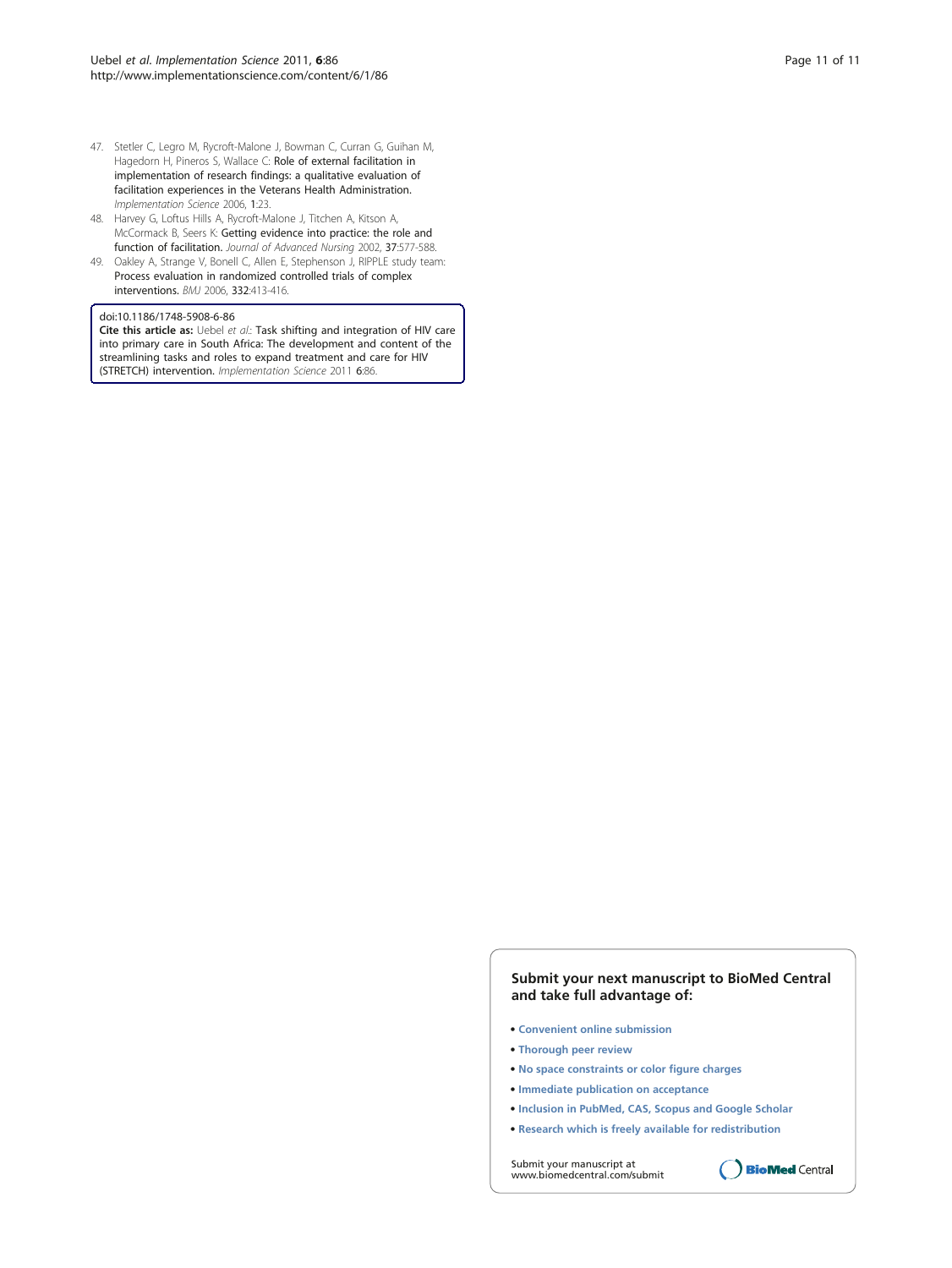47. Stetler C, Legro M, Rycroft-Malone J, Bowman C, Curran G, Guihan M, Hagedorn H, Pineros S, Wallace C: **Role of external facilitation in implementation of research findings: a qualitative evaluation of facilitation experiences in the Veterans Health Administration.** *Implementation Science* 2006, **1**:23.
48. Harvey G, Loftus Hills A, Rycroft-Malone J, Titchen A, Kitson A, McCormack B, Seers K: **Getting evidence into practice: the role and function of facilitation.** *Journal of Advanced Nursing* 2002, **37**:577-588.
49. Oakley A, Strange V, Bonell C, Allen E, Stephenson J, RIPPLE study team: **Process evaluation in randomized controlled trials of complex interventions.** *BMJ* 2006, **332**:413-416.

doi:10.1186/1748-5908-6-86
**Cite this article as:** Uebel *et al.*: Task shifting and integration of HIV care into primary care in South Africa: The development and content of the streamlining tasks and roles to expand treatment and care for HIV (STRETCH) intervention. *Implementation Science* 2011 **6**:86.

**Submit your next manuscript to BioMed Central and take full advantage of:**

- **Convenient online submission**
- **Thorough peer review**
- **No space constraints or color figure charges**
- **Immediate publication on acceptance**
- **Inclusion in PubMed, CAS, Scopus and Google Scholar**
- **Research which is freely available for redistribution**

Submit your manuscript at
www.biomedcentral.com/submit

BioMed Central